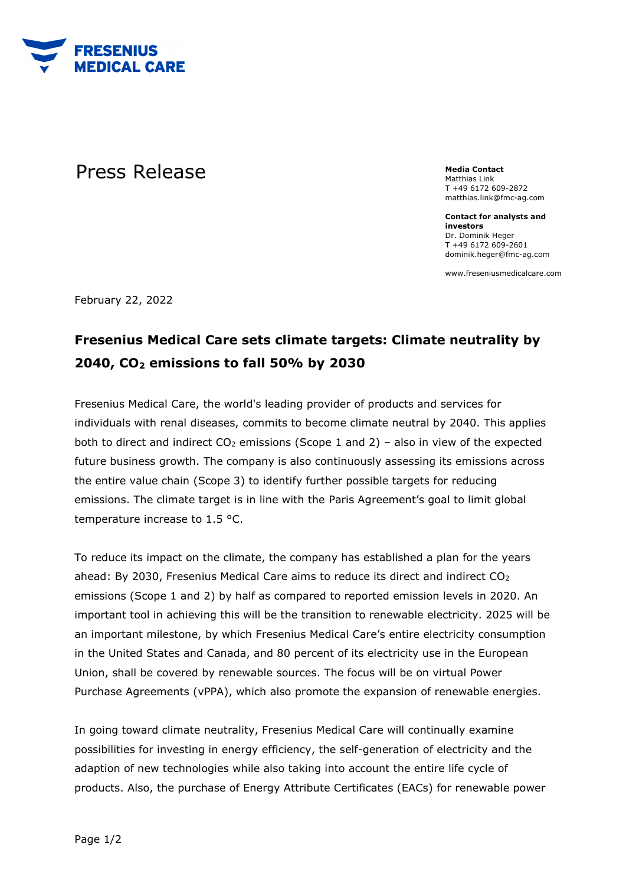FRESENIUS MEDICAL CARE

# Press Release

**Media Contact**
Matthias Link
T +49 6172 609-2872
matthias.link@fmc-ag.com

**Contact for analysts and investors**
Dr. Dominik Heger
T +49 6172 609-2601
dominik.heger@fmc-ag.com

www.freseniusmedicalcare.com

February 22, 2022

## Fresenius Medical Care sets climate targets: Climate neutrality by 2040, $CO_2$ emissions to fall 50% by 2030

Fresenius Medical Care, the world's leading provider of products and services for individuals with renal diseases, commits to become climate neutral by 2040. This applies both to direct and indirect $CO_2$ emissions (Scope 1 and 2) – also in view of the expected future business growth. The company is also continuously assessing its emissions across the entire value chain (Scope 3) to identify further possible targets for reducing emissions. The climate target is in line with the Paris Agreement's goal to limit global temperature increase to 1.5 °C.

To reduce its impact on the climate, the company has established a plan for the years ahead: By 2030, Fresenius Medical Care aims to reduce its direct and indirect $CO_2$ emissions (Scope 1 and 2) by half as compared to reported emission levels in 2020. An important tool in achieving this will be the transition to renewable electricity. 2025 will be an important milestone, by which Fresenius Medical Care's entire electricity consumption in the United States and Canada, and 80 percent of its electricity use in the European Union, shall be covered by renewable sources. The focus will be on virtual Power Purchase Agreements (vPPA), which also promote the expansion of renewable energies.

In going toward climate neutrality, Fresenius Medical Care will continually examine possibilities for investing in energy efficiency, the self-generation of electricity and the adaption of new technologies while also taking into account the entire life cycle of products. Also, the purchase of Energy Attribute Certificates (EACs) for renewable power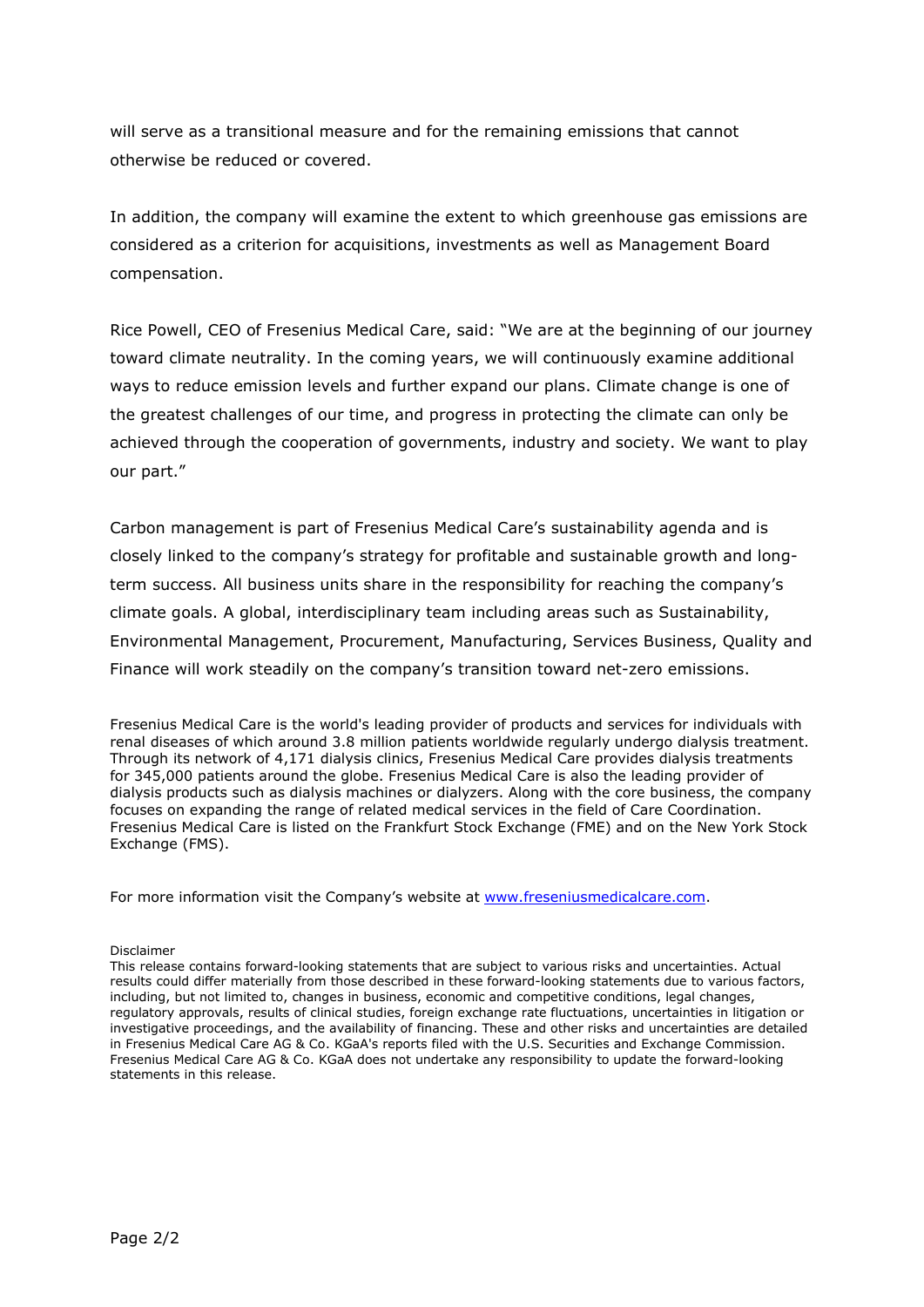will serve as a transitional measure and for the remaining emissions that cannot otherwise be reduced or covered.

In addition, the company will examine the extent to which greenhouse gas emissions are considered as a criterion for acquisitions, investments as well as Management Board compensation.

Rice Powell, CEO of Fresenius Medical Care, said: "We are at the beginning of our journey toward climate neutrality. In the coming years, we will continuously examine additional ways to reduce emission levels and further expand our plans. Climate change is one of the greatest challenges of our time, and progress in protecting the climate can only be achieved through the cooperation of governments, industry and society. We want to play our part."

Carbon management is part of Fresenius Medical Care's sustainability agenda and is closely linked to the company's strategy for profitable and sustainable growth and long-term success. All business units share in the responsibility for reaching the company's climate goals. A global, interdisciplinary team including areas such as Sustainability, Environmental Management, Procurement, Manufacturing, Services Business, Quality and Finance will work steadily on the company's transition toward net-zero emissions.

Fresenius Medical Care is the world's leading provider of products and services for individuals with renal diseases of which around 3.8 million patients worldwide regularly undergo dialysis treatment. Through its network of 4,171 dialysis clinics, Fresenius Medical Care provides dialysis treatments for 345,000 patients around the globe. Fresenius Medical Care is also the leading provider of dialysis products such as dialysis machines or dialyzers. Along with the core business, the company focuses on expanding the range of related medical services in the field of Care Coordination. Fresenius Medical Care is listed on the Frankfurt Stock Exchange (FME) and on the New York Stock Exchange (FMS).

For more information visit the Company's website at [www.freseniusmedicalcare.com](http://www.freseniusmedicalcare.com).

Disclaimer

This release contains forward-looking statements that are subject to various risks and uncertainties. Actual results could differ materially from those described in these forward-looking statements due to various factors, including, but not limited to, changes in business, economic and competitive conditions, legal changes, regulatory approvals, results of clinical studies, foreign exchange rate fluctuations, uncertainties in litigation or investigative proceedings, and the availability of financing. These and other risks and uncertainties are detailed in Fresenius Medical Care AG & Co. KGaA's reports filed with the U.S. Securities and Exchange Commission. Fresenius Medical Care AG & Co. KGaA does not undertake any responsibility to update the forward-looking statements in this release.